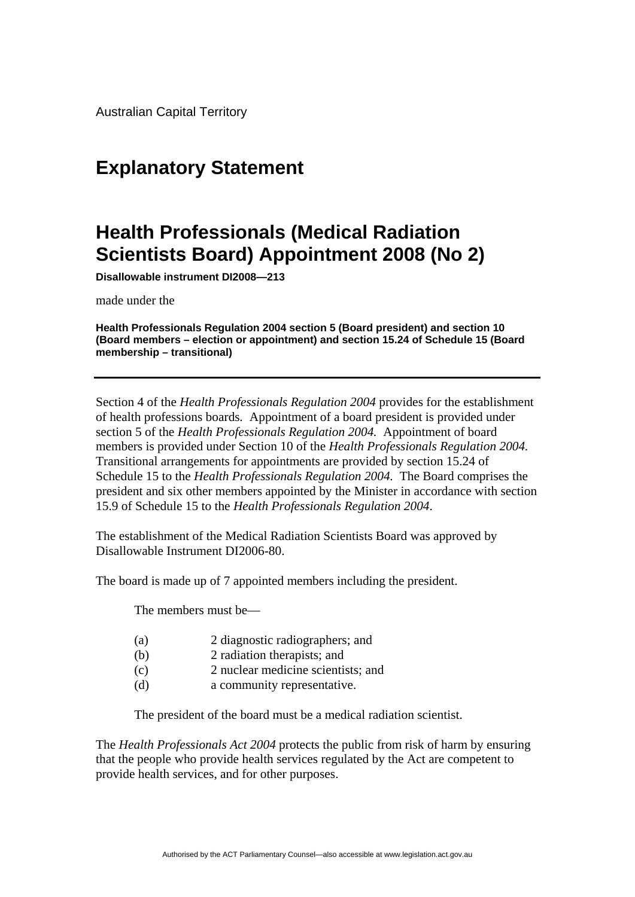Australian Capital Territory

# Explanatory Statement

# Health Professionals (Medical Radiation Scientists Board) Appointment 2008 (No 2)

**Disallowable instrument DI2008—213**

made under the

**Health Professionals Regulation 2004 section 5 (Board president) and section 10 (Board members – election or appointment) and section 15.24 of Schedule 15 (Board membership – transitional)**

---

Section 4 of the *Health Professionals Regulation 2004* provides for the establishment of health professions boards. Appointment of a board president is provided under section 5 of the *Health Professionals Regulation 2004.* Appointment of board members is provided under Section 10 of the *Health Professionals Regulation 2004.* Transitional arrangements for appointments are provided by section 15.24 of Schedule 15 to the *Health Professionals Regulation 2004.* The Board comprises the president and six other members appointed by the Minister in accordance with section 15.9 of Schedule 15 to the *Health Professionals Regulation 2004*.

The establishment of the Medical Radiation Scientists Board was approved by Disallowable Instrument DI2006-80.

The board is made up of 7 appointed members including the president.

The members must be—

(a) 2 diagnostic radiographers; and
(b) 2 radiation therapists; and
(c) 2 nuclear medicine scientists; and
(d) a community representative.

The president of the board must be a medical radiation scientist.

The *Health Professionals Act 2004* protects the public from risk of harm by ensuring that the people who provide health services regulated by the Act are competent to provide health services, and for other purposes.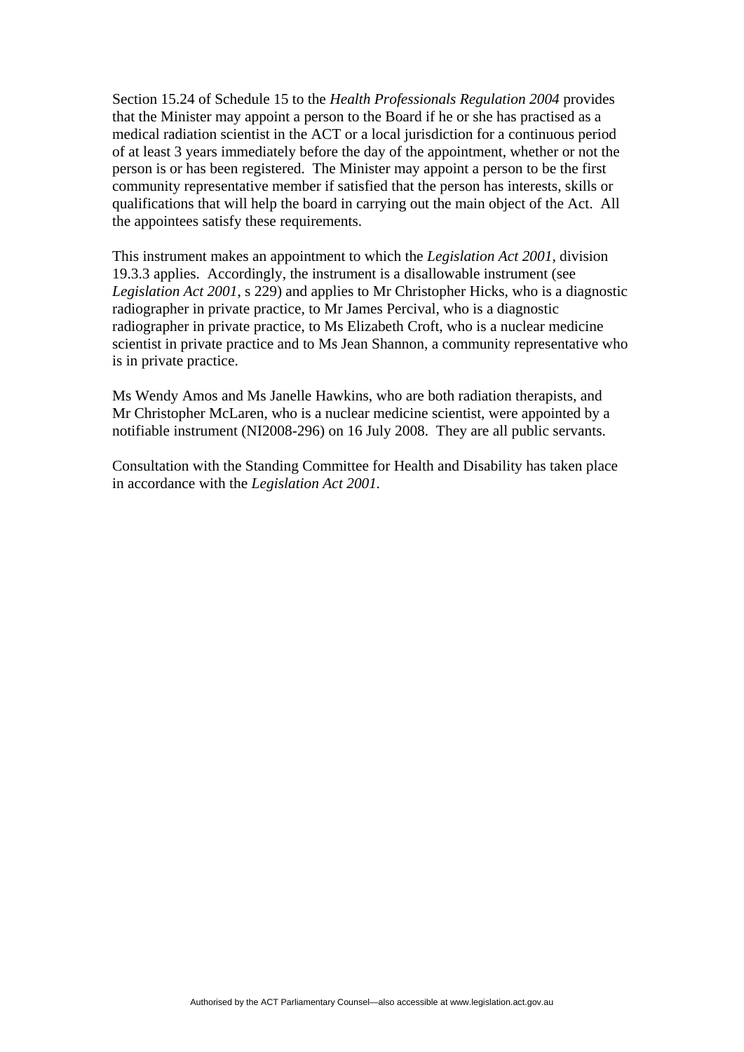Section 15.24 of Schedule 15 to the *Health Professionals Regulation 2004* provides that the Minister may appoint a person to the Board if he or she has practised as a medical radiation scientist in the ACT or a local jurisdiction for a continuous period of at least 3 years immediately before the day of the appointment, whether or not the person is or has been registered. The Minister may appoint a person to be the first community representative member if satisfied that the person has interests, skills or qualifications that will help the board in carrying out the main object of the Act. All the appointees satisfy these requirements.

This instrument makes an appointment to which the *Legislation Act 2001*, division 19.3.3 applies. Accordingly, the instrument is a disallowable instrument (see *Legislation Act 2001*, s 229) and applies to Mr Christopher Hicks, who is a diagnostic radiographer in private practice, to Mr James Percival, who is a diagnostic radiographer in private practice, to Ms Elizabeth Croft, who is a nuclear medicine scientist in private practice and to Ms Jean Shannon, a community representative who is in private practice.

Ms Wendy Amos and Ms Janelle Hawkins, who are both radiation therapists, and Mr Christopher McLaren, who is a nuclear medicine scientist, were appointed by a notifiable instrument (NI2008-296) on 16 July 2008. They are all public servants.

Consultation with the Standing Committee for Health and Disability has taken place in accordance with the *Legislation Act 2001*.